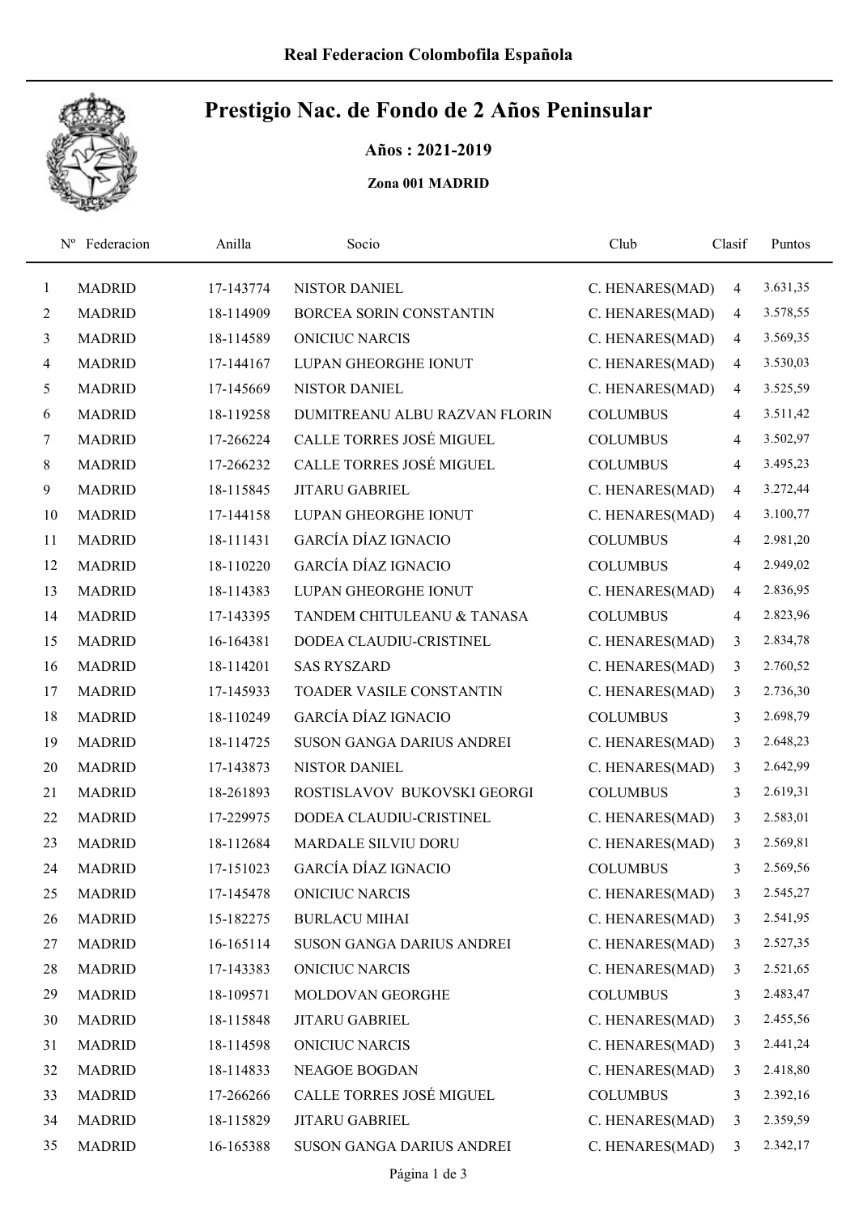**Real Federacion Colombofila Española**

# Prestigio Nac. de Fondo de 2 Años Peninsular

**Años : 2021-2019**

**Zona 001 MADRID**

| Nº | Federacion | Anilla | Socio | Club | Clasif | Puntos |
|---|---|---|---|---|---|---|
| 1 | MADRID | 17-143774 | NISTOR DANIEL | C. HENARES(MAD) | 4 | 3.631,35 |
| 2 | MADRID | 18-114909 | BORCEA SORIN CONSTANTIN | C. HENARES(MAD) | 4 | 3.578,55 |
| 3 | MADRID | 18-114589 | ONICIUC NARCIS | C. HENARES(MAD) | 4 | 3.569,35 |
| 4 | MADRID | 17-144167 | LUPAN GHEORGHE IONUT | C. HENARES(MAD) | 4 | 3.530,03 |
| 5 | MADRID | 17-145669 | NISTOR DANIEL | C. HENARES(MAD) | 4 | 3.525,59 |
| 6 | MADRID | 18-119258 | DUMITREANU ALBU RAZVAN FLORIN | COLUMBUS | 4 | 3.511,42 |
| 7 | MADRID | 17-266224 | CALLE TORRES JOSÉ MIGUEL | COLUMBUS | 4 | 3.502,97 |
| 8 | MADRID | 17-266232 | CALLE TORRES JOSÉ MIGUEL | COLUMBUS | 4 | 3.495,23 |
| 9 | MADRID | 18-115845 | JITARU GABRIEL | C. HENARES(MAD) | 4 | 3.272,44 |
| 10 | MADRID | 17-144158 | LUPAN GHEORGHE IONUT | C. HENARES(MAD) | 4 | 3.100,77 |
| 11 | MADRID | 18-111431 | GARCÍA DÍAZ IGNACIO | COLUMBUS | 4 | 2.981,20 |
| 12 | MADRID | 18-110220 | GARCÍA DÍAZ IGNACIO | COLUMBUS | 4 | 2.949,02 |
| 13 | MADRID | 18-114383 | LUPAN GHEORGHE IONUT | C. HENARES(MAD) | 4 | 2.836,95 |
| 14 | MADRID | 17-143395 | TANDEM CHITULEANU & TANASA | COLUMBUS | 4 | 2.823,96 |
| 15 | MADRID | 16-164381 | DODEA CLAUDIU-CRISTINEL | C. HENARES(MAD) | 3 | 2.834,78 |
| 16 | MADRID | 18-114201 | SAS RYSZARD | C. HENARES(MAD) | 3 | 2.760,52 |
| 17 | MADRID | 17-145933 | TOADER VASILE CONSTANTIN | C. HENARES(MAD) | 3 | 2.736,30 |
| 18 | MADRID | 18-110249 | GARCÍA DÍAZ IGNACIO | COLUMBUS | 3 | 2.698,79 |
| 19 | MADRID | 18-114725 | SUSON GANGA DARIUS ANDREI | C. HENARES(MAD) | 3 | 2.648,23 |
| 20 | MADRID | 17-143873 | NISTOR DANIEL | C. HENARES(MAD) | 3 | 2.642,99 |
| 21 | MADRID | 18-261893 | ROSTISLAVOV BUKOVSKI GEORGI | COLUMBUS | 3 | 2.619,31 |
| 22 | MADRID | 17-229975 | DODEA CLAUDIU-CRISTINEL | C. HENARES(MAD) | 3 | 2.583,01 |
| 23 | MADRID | 18-112684 | MARDALE SILVIU DORU | C. HENARES(MAD) | 3 | 2.569,81 |
| 24 | MADRID | 17-151023 | GARCÍA DÍAZ IGNACIO | COLUMBUS | 3 | 2.569,56 |
| 25 | MADRID | 17-145478 | ONICIUC NARCIS | C. HENARES(MAD) | 3 | 2.545,27 |
| 26 | MADRID | 15-182275 | BURLACU MIHAI | C. HENARES(MAD) | 3 | 2.541,95 |
| 27 | MADRID | 16-165114 | SUSON GANGA DARIUS ANDREI | C. HENARES(MAD) | 3 | 2.527,35 |
| 28 | MADRID | 17-143383 | ONICIUC NARCIS | C. HENARES(MAD) | 3 | 2.521,65 |
| 29 | MADRID | 18-109571 | MOLDOVAN GEORGHE | COLUMBUS | 3 | 2.483,47 |
| 30 | MADRID | 18-115848 | JITARU GABRIEL | C. HENARES(MAD) | 3 | 2.455,56 |
| 31 | MADRID | 18-114598 | ONICIUC NARCIS | C. HENARES(MAD) | 3 | 2.441,24 |
| 32 | MADRID | 18-114833 | NEAGOE BOGDAN | C. HENARES(MAD) | 3 | 2.418,80 |
| 33 | MADRID | 17-266266 | CALLE TORRES JOSÉ MIGUEL | COLUMBUS | 3 | 2.392,16 |
| 34 | MADRID | 18-115829 | JITARU GABRIEL | C. HENARES(MAD) | 3 | 2.359,59 |
| 35 | MADRID | 16-165388 | SUSON GANGA DARIUS ANDREI | C. HENARES(MAD) | 3 | 2.342,17 |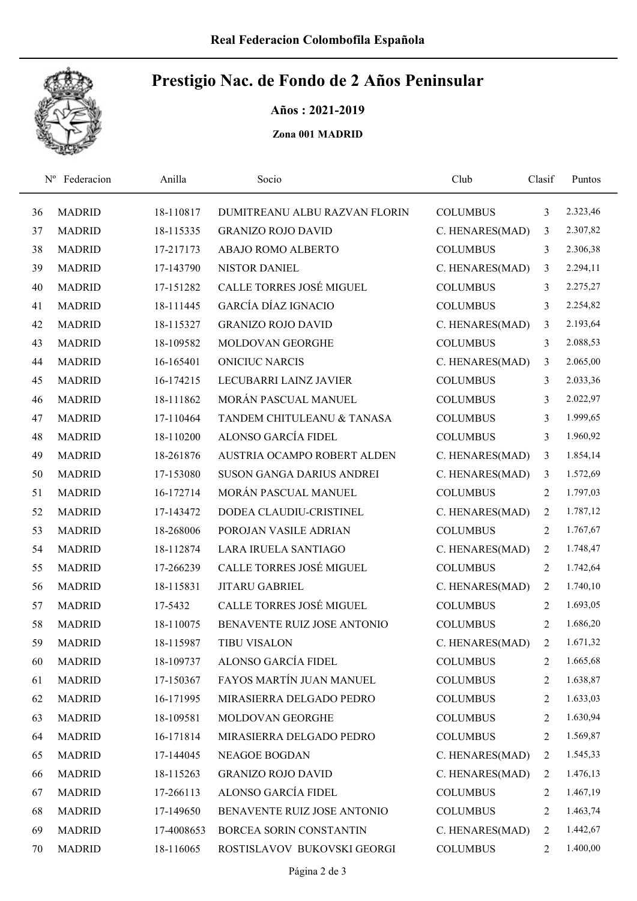# Real Federacion Colombofila Española

## Prestigio Nac. de Fondo de 2 Años Peninsular

**Años : 2021-2019**

**Zona 001 MADRID**

| Nº | Federacion | Anilla | Socio | Club | Clasif | Puntos |
|---|---|---|---|---|---|---|
| 36 | MADRID | 18-110817 | DUMITREANU ALBU RAZVAN FLORIN | COLUMBUS | 3 | 2.323,46 |
| 37 | MADRID | 18-115335 | GRANIZO ROJO DAVID | C. HENARES(MAD) | 3 | 2.307,82 |
| 38 | MADRID | 17-217173 | ABAJO ROMO ALBERTO | COLUMBUS | 3 | 2.306,38 |
| 39 | MADRID | 17-143790 | NISTOR DANIEL | C. HENARES(MAD) | 3 | 2.294,11 |
| 40 | MADRID | 17-151282 | CALLE TORRES JOSÉ MIGUEL | COLUMBUS | 3 | 2.275,27 |
| 41 | MADRID | 18-111445 | GARCÍA DÍAZ IGNACIO | COLUMBUS | 3 | 2.254,82 |
| 42 | MADRID | 18-115327 | GRANIZO ROJO DAVID | C. HENARES(MAD) | 3 | 2.193,64 |
| 43 | MADRID | 18-109582 | MOLDOVAN GEORGHE | COLUMBUS | 3 | 2.088,53 |
| 44 | MADRID | 16-165401 | ONICIUC NARCIS | C. HENARES(MAD) | 3 | 2.065,00 |
| 45 | MADRID | 16-174215 | LECUBARRI LAINZ JAVIER | COLUMBUS | 3 | 2.033,36 |
| 46 | MADRID | 18-111862 | MORÁN PASCUAL MANUEL | COLUMBUS | 3 | 2.022,97 |
| 47 | MADRID | 17-110464 | TANDEM CHITULEANU & TANASA | COLUMBUS | 3 | 1.999,65 |
| 48 | MADRID | 18-110200 | ALONSO GARCÍA FIDEL | COLUMBUS | 3 | 1.960,92 |
| 49 | MADRID | 18-261876 | AUSTRIA OCAMPO ROBERT ALDEN | C. HENARES(MAD) | 3 | 1.854,14 |
| 50 | MADRID | 17-153080 | SUSON GANGA DARIUS ANDREI | C. HENARES(MAD) | 3 | 1.572,69 |
| 51 | MADRID | 16-172714 | MORÁN PASCUAL MANUEL | COLUMBUS | 2 | 1.797,03 |
| 52 | MADRID | 17-143472 | DODEA CLAUDIU-CRISTINEL | C. HENARES(MAD) | 2 | 1.787,12 |
| 53 | MADRID | 18-268006 | POROJAN VASILE ADRIAN | COLUMBUS | 2 | 1.767,67 |
| 54 | MADRID | 18-112874 | LARA IRUELA SANTIAGO | C. HENARES(MAD) | 2 | 1.748,47 |
| 55 | MADRID | 17-266239 | CALLE TORRES JOSÉ MIGUEL | COLUMBUS | 2 | 1.742,64 |
| 56 | MADRID | 18-115831 | JITARU GABRIEL | C. HENARES(MAD) | 2 | 1.740,10 |
| 57 | MADRID | 17-5432 | CALLE TORRES JOSÉ MIGUEL | COLUMBUS | 2 | 1.693,05 |
| 58 | MADRID | 18-110075 | BENAVENTE RUIZ JOSE ANTONIO | COLUMBUS | 2 | 1.686,20 |
| 59 | MADRID | 18-115987 | TIBU VISALON | C. HENARES(MAD) | 2 | 1.671,32 |
| 60 | MADRID | 18-109737 | ALONSO GARCÍA FIDEL | COLUMBUS | 2 | 1.665,68 |
| 61 | MADRID | 17-150367 | FAYOS MARTÍN JUAN MANUEL | COLUMBUS | 2 | 1.638,87 |
| 62 | MADRID | 16-171995 | MIRASIERRA DELGADO PEDRO | COLUMBUS | 2 | 1.633,03 |
| 63 | MADRID | 18-109581 | MOLDOVAN GEORGHE | COLUMBUS | 2 | 1.630,94 |
| 64 | MADRID | 16-171814 | MIRASIERRA DELGADO PEDRO | COLUMBUS | 2 | 1.569,87 |
| 65 | MADRID | 17-144045 | NEAGOE BOGDAN | C. HENARES(MAD) | 2 | 1.545,33 |
| 66 | MADRID | 18-115263 | GRANIZO ROJO DAVID | C. HENARES(MAD) | 2 | 1.476,13 |
| 67 | MADRID | 17-266113 | ALONSO GARCÍA FIDEL | COLUMBUS | 2 | 1.467,19 |
| 68 | MADRID | 17-149650 | BENAVENTE RUIZ JOSE ANTONIO | COLUMBUS | 2 | 1.463,74 |
| 69 | MADRID | 17-4008653 | BORCEA SORIN CONSTANTIN | C. HENARES(MAD) | 2 | 1.442,67 |
| 70 | MADRID | 18-116065 | ROSTISLAVOV BUKOVSKI GEORGI | COLUMBUS | 2 | 1.400,00 |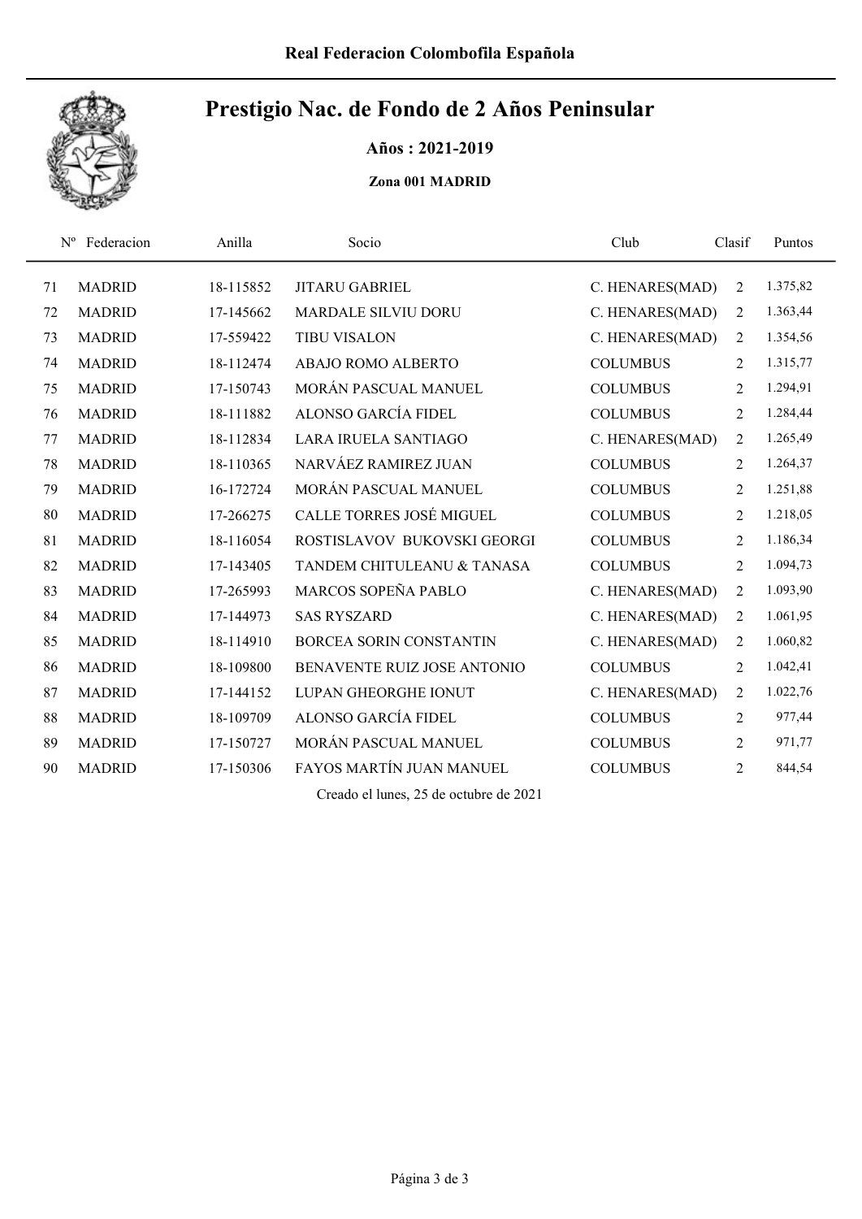**Real Federacion Colombofila Española**

# Prestigio Nac. de Fondo de 2 Años Peninsular

**Años : 2021-2019**

**Zona 001 MADRID**

| Nº | Federacion | Anilla | Socio | Club | Clasif | Puntos |
|---|---|---|---|---|---|---|
| 71 | MADRID | 18-115852 | JITARU GABRIEL | C. HENARES(MAD) | 2 | 1.375,82 |
| 72 | MADRID | 17-145662 | MARDALE SILVIU DORU | C. HENARES(MAD) | 2 | 1.363,44 |
| 73 | MADRID | 17-559422 | TIBU VISALON | C. HENARES(MAD) | 2 | 1.354,56 |
| 74 | MADRID | 18-112474 | ABAJO ROMO ALBERTO | COLUMBUS | 2 | 1.315,77 |
| 75 | MADRID | 17-150743 | MORÁN PASCUAL MANUEL | COLUMBUS | 2 | 1.294,91 |
| 76 | MADRID | 18-111882 | ALONSO GARCÍA FIDEL | COLUMBUS | 2 | 1.284,44 |
| 77 | MADRID | 18-112834 | LARA IRUELA SANTIAGO | C. HENARES(MAD) | 2 | 1.265,49 |
| 78 | MADRID | 18-110365 | NARVÁEZ RAMIREZ JUAN | COLUMBUS | 2 | 1.264,37 |
| 79 | MADRID | 16-172724 | MORÁN PASCUAL MANUEL | COLUMBUS | 2 | 1.251,88 |
| 80 | MADRID | 17-266275 | CALLE TORRES JOSÉ MIGUEL | COLUMBUS | 2 | 1.218,05 |
| 81 | MADRID | 18-116054 | ROSTISLAVOV BUKOVSKI GEORGI | COLUMBUS | 2 | 1.186,34 |
| 82 | MADRID | 17-143405 | TANDEM CHITULEANU & TANASA | COLUMBUS | 2 | 1.094,73 |
| 83 | MADRID | 17-265993 | MARCOS SOPEÑA PABLO | C. HENARES(MAD) | 2 | 1.093,90 |
| 84 | MADRID | 17-144973 | SAS RYSZARD | C. HENARES(MAD) | 2 | 1.061,95 |
| 85 | MADRID | 18-114910 | BORCEA SORIN CONSTANTIN | C. HENARES(MAD) | 2 | 1.060,82 |
| 86 | MADRID | 18-109800 | BENAVENTE RUIZ JOSE ANTONIO | COLUMBUS | 2 | 1.042,41 |
| 87 | MADRID | 17-144152 | LUPAN GHEORGHE IONUT | C. HENARES(MAD) | 2 | 1.022,76 |
| 88 | MADRID | 18-109709 | ALONSO GARCÍA FIDEL | COLUMBUS | 2 | 977,44 |
| 89 | MADRID | 17-150727 | MORÁN PASCUAL MANUEL | COLUMBUS | 2 | 971,77 |
| 90 | MADRID | 17-150306 | FAYOS MARTÍN JUAN MANUEL | COLUMBUS | 2 | 844,54 |

Creado el lunes, 25 de octubre de 2021